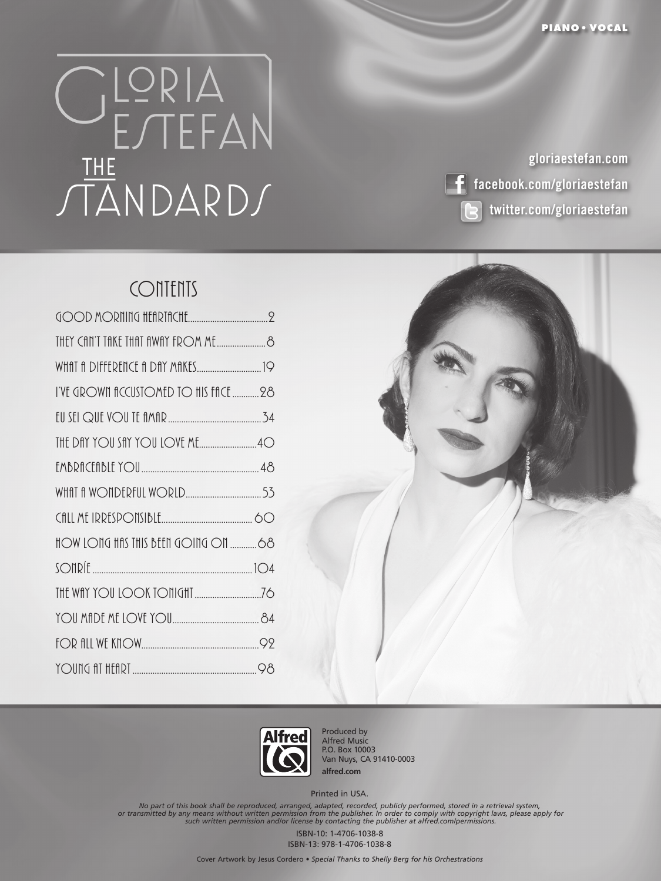PIANO • VOCAL

# GLORIA ESTEFAN

## THE STANDARDS

gloriaestefan.com

facebook.com/gloriaestefan

twitter.com/gloriaestefan

## CONTENTS

| | |
|---|---|
| GOOD MORNING HEARTACHE | 2 |
| THEY CAN'T TAKE THAT AWAY FROM ME | 8 |
| WHAT A DIFFERENCE A DAY MAKES | 19 |
| I'VE GROWN ACCUSTOMED TO HIS FACE | 28 |
| EU SEI QUE VOU TE AMAR | 34 |
| THE DAY YOU SAY YOU LOVE ME | 40 |
| EMBRACEABLE YOU | 48 |
| WHAT A WONDERFUL WORLD | 53 |
| CALL ME IRRESPONSIBLE | 60 |
| HOW LONG HAS THIS BEEN GOING ON | 68 |
| SONRÍE | 104 |
| THE WAY YOU LOOK TONIGHT | 76 |
| YOU MADE ME LOVE YOU | 84 |
| FOR ALL WE KNOW | 92 |
| YOUNG AT HEART | 98 |

Produced by
Alfred Music
P.O. Box 10003
Van Nuys, CA 91410-0003
**alfred.com**

Printed in USA.

*No part of this book shall be reproduced, arranged, adapted, recorded, publicly performed, stored in a retrieval system, or transmitted by any means without written permission from the publisher. In order to comply with copyright laws, please apply for such written permission and/or license by contacting the publisher at alfred.com/permissions.*

ISBN-10: 1-4706-1038-8
ISBN-13: 978-1-4706-1038-8

Cover Artwork by Jesus Cordero • *Special Thanks to Shelly Berg for his Orchestrations*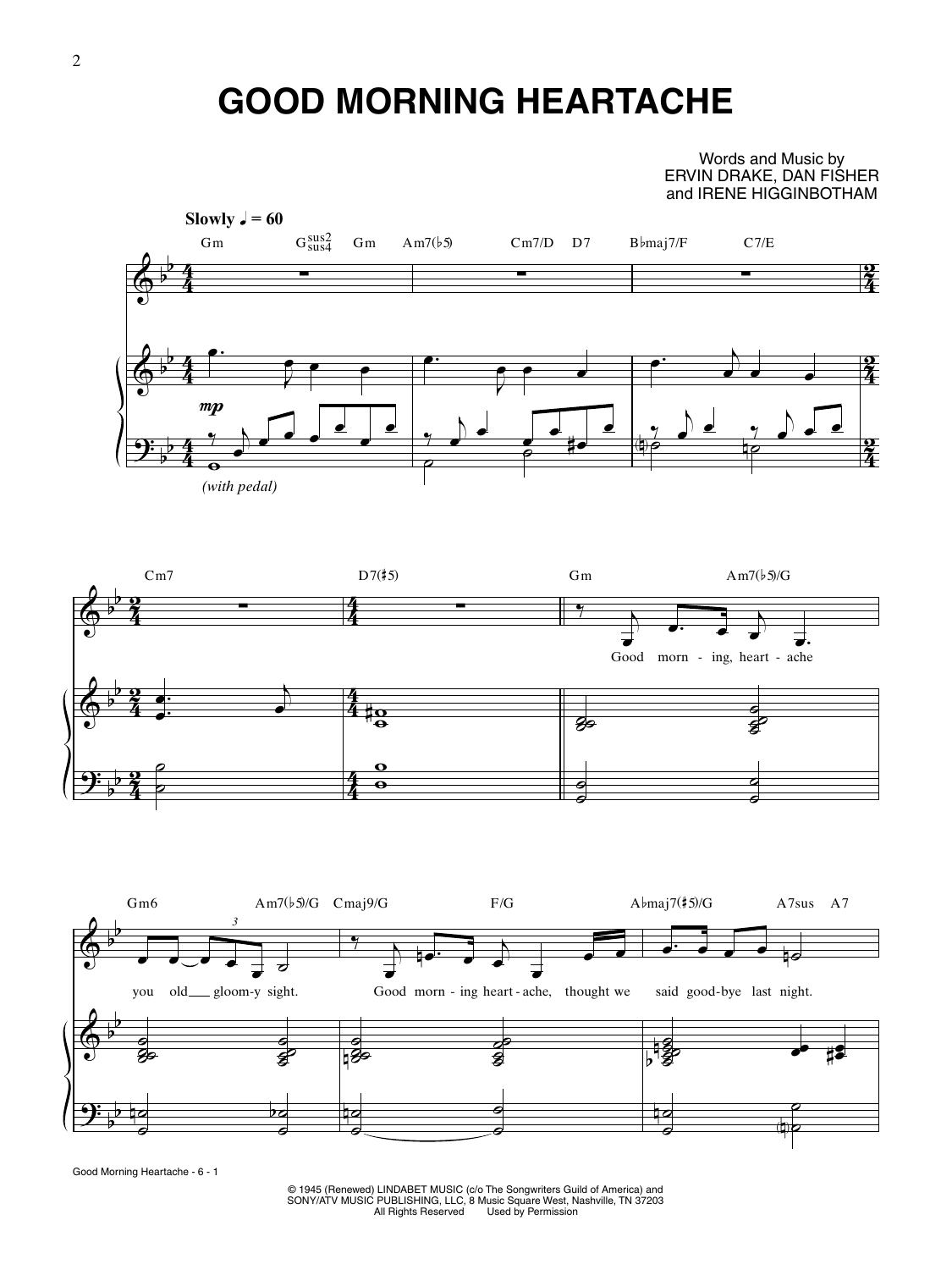# GOOD MORNING HEARTACHE

Words and Music by
ERVIN DRAKE, DAN FISHER
and IRENE HIGGINBOTHAM

**Slowly** ♩ = 60

Gm G(sus2/sus4) Gm Am7(♭5) Cm7/D D7 B♭maj7/F C7/E

*mp*

*(with pedal)*

Cm7 D7(♯5) Gm Am7(♭5)/G

Good morn - ing, heart - ache

Gm6 Am7(♭5)/G Cmaj9/G F/G A♭maj7(♯5)/G A7sus A7

you old gloom - y sight. Good morn - ing heart - ache, thought we said good - bye last night.

© 1945 (Renewed) LINDABET MUSIC (c/o The Songwriters Guild of America) and
SONY/ATV MUSIC PUBLISHING, LLC, 8 Music Square West, Nashville, TN 37203
All Rights Reserved Used by Permission